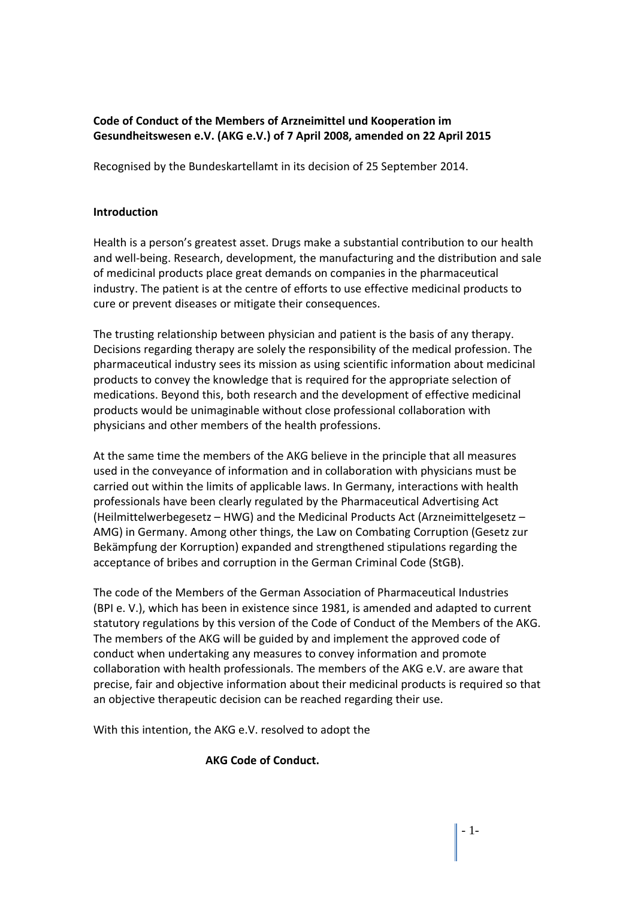**Code of Conduct of the Members of Arzneimittel und Kooperation im Gesundheitswesen e.V. (AKG e.V.) of 7 April 2008, amended on 22 April 2015**

Recognised by the Bundeskartellamt in its decision of 25 September 2014.

**Introduction**

Health is a person's greatest asset. Drugs make a substantial contribution to our health and well-being. Research, development, the manufacturing and the distribution and sale of medicinal products place great demands on companies in the pharmaceutical industry. The patient is at the centre of efforts to use effective medicinal products to cure or prevent diseases or mitigate their consequences.

The trusting relationship between physician and patient is the basis of any therapy. Decisions regarding therapy are solely the responsibility of the medical profession. The pharmaceutical industry sees its mission as using scientific information about medicinal products to convey the knowledge that is required for the appropriate selection of medications. Beyond this, both research and the development of effective medicinal products would be unimaginable without close professional collaboration with physicians and other members of the health professions.

At the same time the members of the AKG believe in the principle that all measures used in the conveyance of information and in collaboration with physicians must be carried out within the limits of applicable laws. In Germany, interactions with health professionals have been clearly regulated by the Pharmaceutical Advertising Act (Heilmittelwerbegesetz – HWG) and the Medicinal Products Act (Arzneimittelgesetz – AMG) in Germany. Among other things, the Law on Combating Corruption (Gesetz zur Bekämpfung der Korruption) expanded and strengthened stipulations regarding the acceptance of bribes and corruption in the German Criminal Code (StGB).

The code of the Members of the German Association of Pharmaceutical Industries (BPI e. V.), which has been in existence since 1981, is amended and adapted to current statutory regulations by this version of the Code of Conduct of the Members of the AKG. The members of the AKG will be guided by and implement the approved code of conduct when undertaking any measures to convey information and promote collaboration with health professionals. The members of the AKG e.V. are aware that precise, fair and objective information about their medicinal products is required so that an objective therapeutic decision can be reached regarding their use.

With this intention, the AKG e.V. resolved to adopt the

**AKG Code of Conduct.**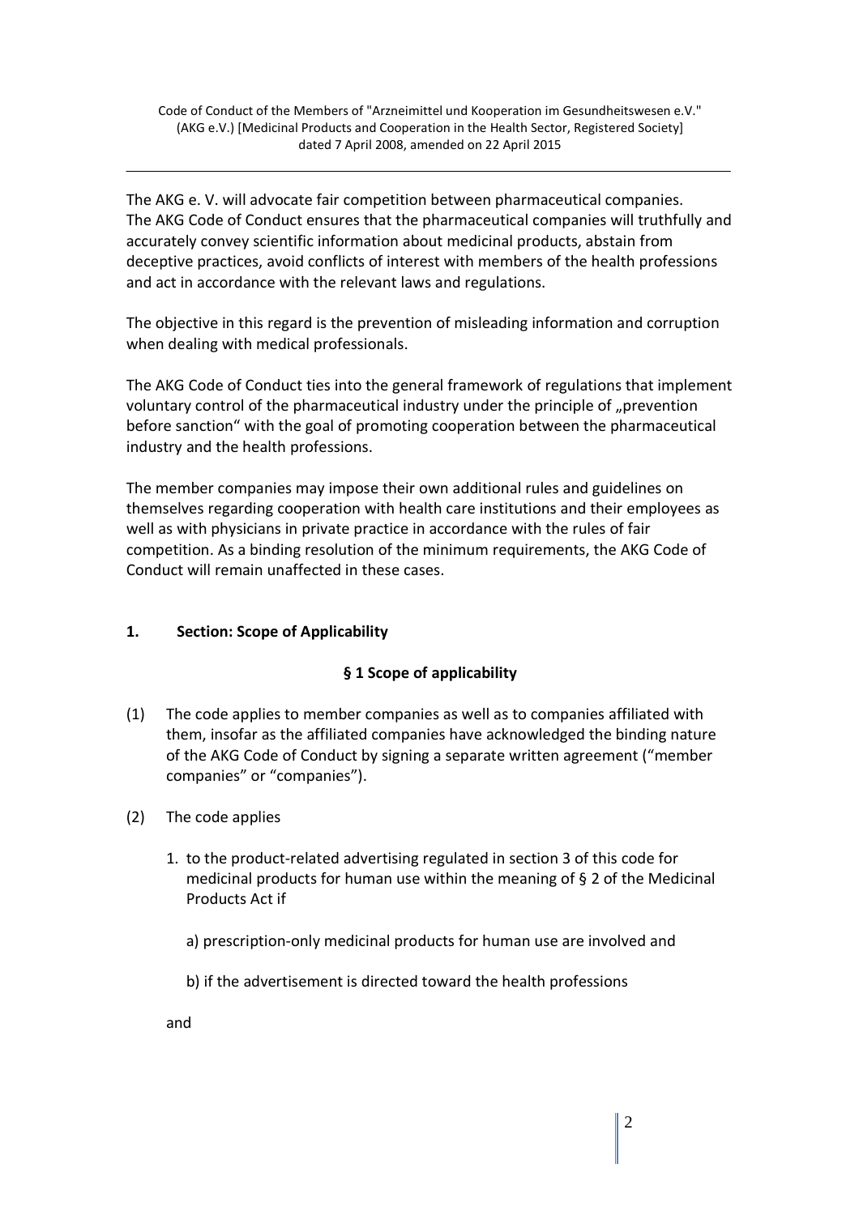The AKG e. V. will advocate fair competition between pharmaceutical companies. The AKG Code of Conduct ensures that the pharmaceutical companies will truthfully and accurately convey scientific information about medicinal products, abstain from deceptive practices, avoid conflicts of interest with members of the health professions and act in accordance with the relevant laws and regulations.

The objective in this regard is the prevention of misleading information and corruption when dealing with medical professionals.

The AKG Code of Conduct ties into the general framework of regulations that implement voluntary control of the pharmaceutical industry under the principle of „prevention before sanction“ with the goal of promoting cooperation between the pharmaceutical industry and the health professions.

The member companies may impose their own additional rules and guidelines on themselves regarding cooperation with health care institutions and their employees as well as with physicians in private practice in accordance with the rules of fair competition. As a binding resolution of the minimum requirements, the AKG Code of Conduct will remain unaffected in these cases.

## 1. Section: Scope of Applicability

### § 1 Scope of applicability

(1) The code applies to member companies as well as to companies affiliated with them, insofar as the affiliated companies have acknowledged the binding nature of the AKG Code of Conduct by signing a separate written agreement (“member companies” or “companies”).

(2) The code applies

1. to the product-related advertising regulated in section 3 of this code for medicinal products for human use within the meaning of § 2 of the Medicinal Products Act if

   a) prescription-only medicinal products for human use are involved and

   b) if the advertisement is directed toward the health professions

and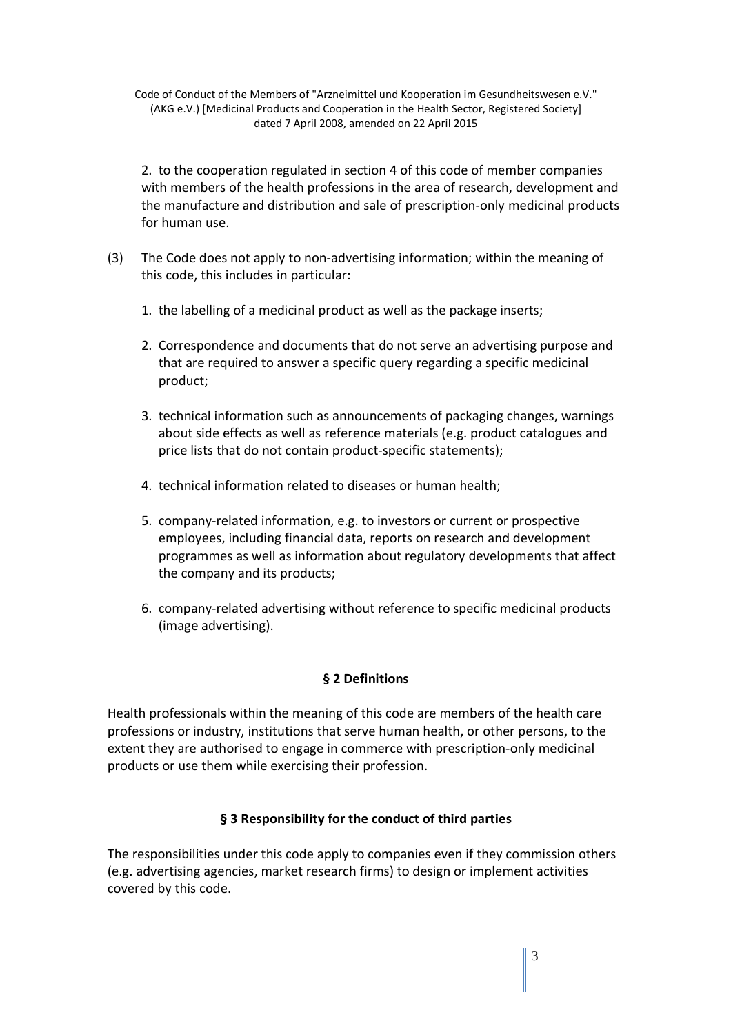2. to the cooperation regulated in section 4 of this code of member companies with members of the health professions in the area of research, development and the manufacture and distribution and sale of prescription-only medicinal products for human use.

(3) The Code does not apply to non-advertising information; within the meaning of this code, this includes in particular:

1. the labelling of a medicinal product as well as the package inserts;
2. Correspondence and documents that do not serve an advertising purpose and that are required to answer a specific query regarding a specific medicinal product;
3. technical information such as announcements of packaging changes, warnings about side effects as well as reference materials (e.g. product catalogues and price lists that do not contain product-specific statements);
4. technical information related to diseases or human health;
5. company-related information, e.g. to investors or current or prospective employees, including financial data, reports on research and development programmes as well as information about regulatory developments that affect the company and its products;
6. company-related advertising without reference to specific medicinal products (image advertising).

## § 2 Definitions

Health professionals within the meaning of this code are members of the health care professions or industry, institutions that serve human health, or other persons, to the extent they are authorised to engage in commerce with prescription-only medicinal products or use them while exercising their profession.

## § 3 Responsibility for the conduct of third parties

The responsibilities under this code apply to companies even if they commission others (e.g. advertising agencies, market research firms) to design or implement activities covered by this code.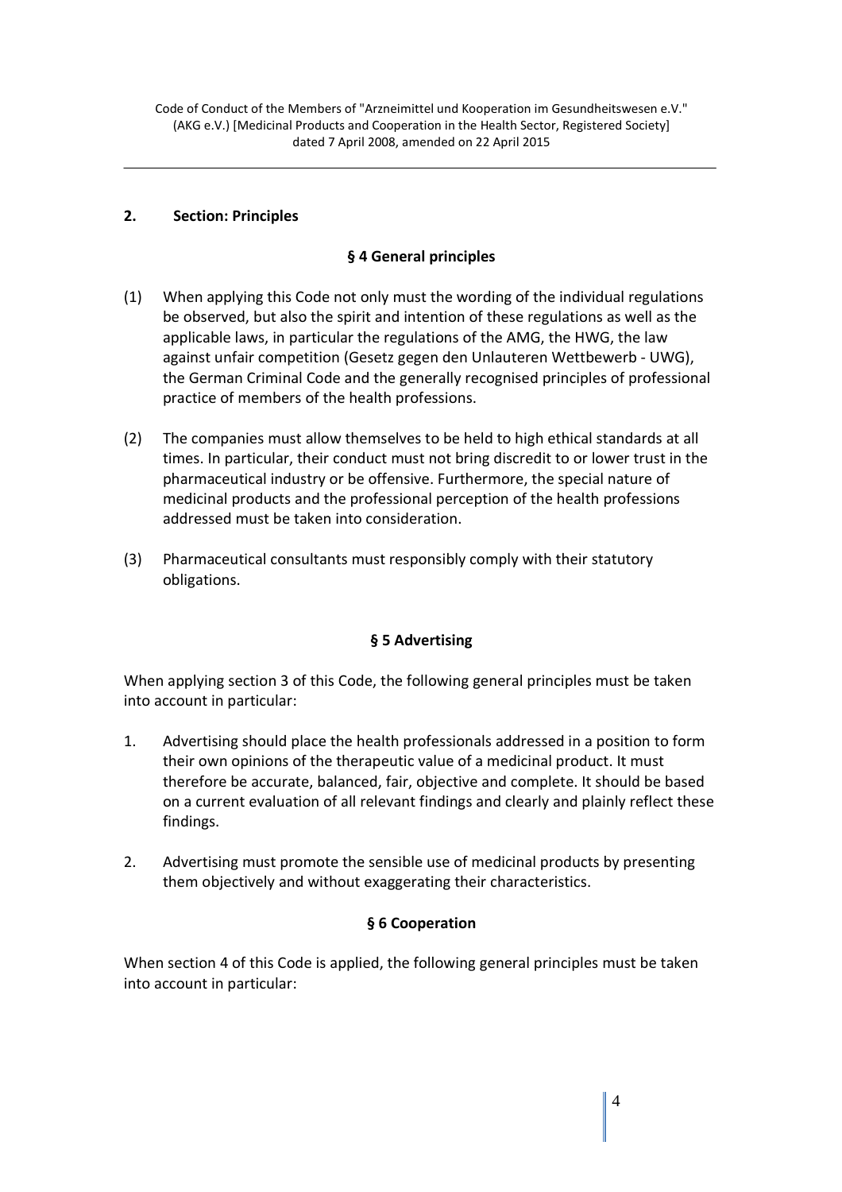## 2. Section: Principles

### § 4 General principles

(1) When applying this Code not only must the wording of the individual regulations be observed, but also the spirit and intention of these regulations as well as the applicable laws, in particular the regulations of the AMG, the HWG, the law against unfair competition (Gesetz gegen den Unlauteren Wettbewerb - UWG), the German Criminal Code and the generally recognised principles of professional practice of members of the health professions.

(2) The companies must allow themselves to be held to high ethical standards at all times. In particular, their conduct must not bring discredit to or lower trust in the pharmaceutical industry or be offensive. Furthermore, the special nature of medicinal products and the professional perception of the health professions addressed must be taken into consideration.

(3) Pharmaceutical consultants must responsibly comply with their statutory obligations.

### § 5 Advertising

When applying section 3 of this Code, the following general principles must be taken into account in particular:

1. Advertising should place the health professionals addressed in a position to form their own opinions of the therapeutic value of a medicinal product. It must therefore be accurate, balanced, fair, objective and complete. It should be based on a current evaluation of all relevant findings and clearly and plainly reflect these findings.

2. Advertising must promote the sensible use of medicinal products by presenting them objectively and without exaggerating their characteristics.

### § 6 Cooperation

When section 4 of this Code is applied, the following general principles must be taken into account in particular: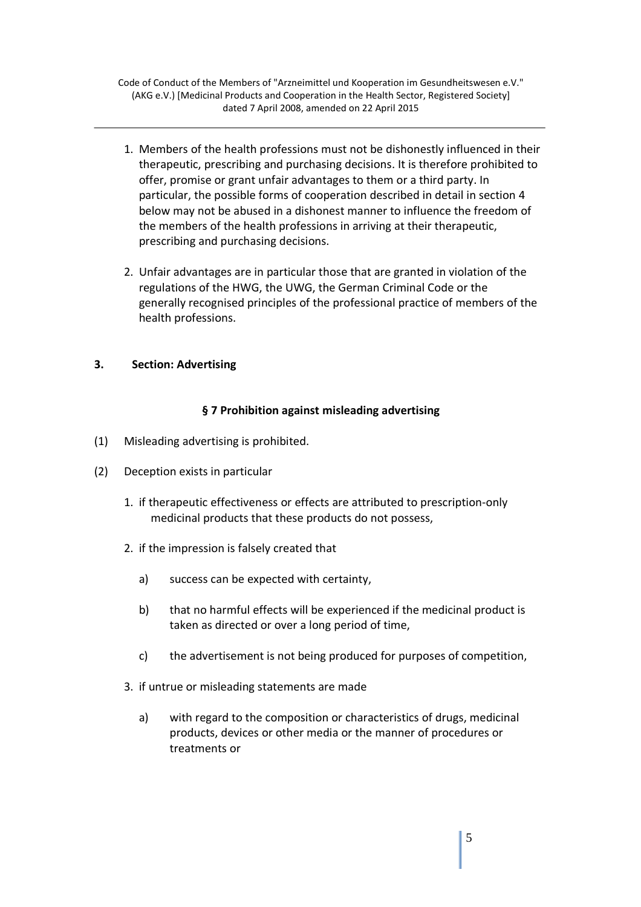1. Members of the health professions must not be dishonestly influenced in their therapeutic, prescribing and purchasing decisions. It is therefore prohibited to offer, promise or grant unfair advantages to them or a third party. In particular, the possible forms of cooperation described in detail in section 4 below may not be abused in a dishonest manner to influence the freedom of the members of the health professions in arriving at their therapeutic, prescribing and purchasing decisions.

2. Unfair advantages are in particular those that are granted in violation of the regulations of the HWG, the UWG, the German Criminal Code or the generally recognised principles of the professional practice of members of the health professions.

## 3. Section: Advertising

### § 7 Prohibition against misleading advertising

(1) Misleading advertising is prohibited.

(2) Deception exists in particular

1. if therapeutic effectiveness or effects are attributed to prescription-only medicinal products that these products do not possess,

2. if the impression is falsely created that

   a) success can be expected with certainty,

   b) that no harmful effects will be experienced if the medicinal product is taken as directed or over a long period of time,

   c) the advertisement is not being produced for purposes of competition,

3. if untrue or misleading statements are made

   a) with regard to the composition or characteristics of drugs, medicinal products, devices or other media or the manner of procedures or treatments or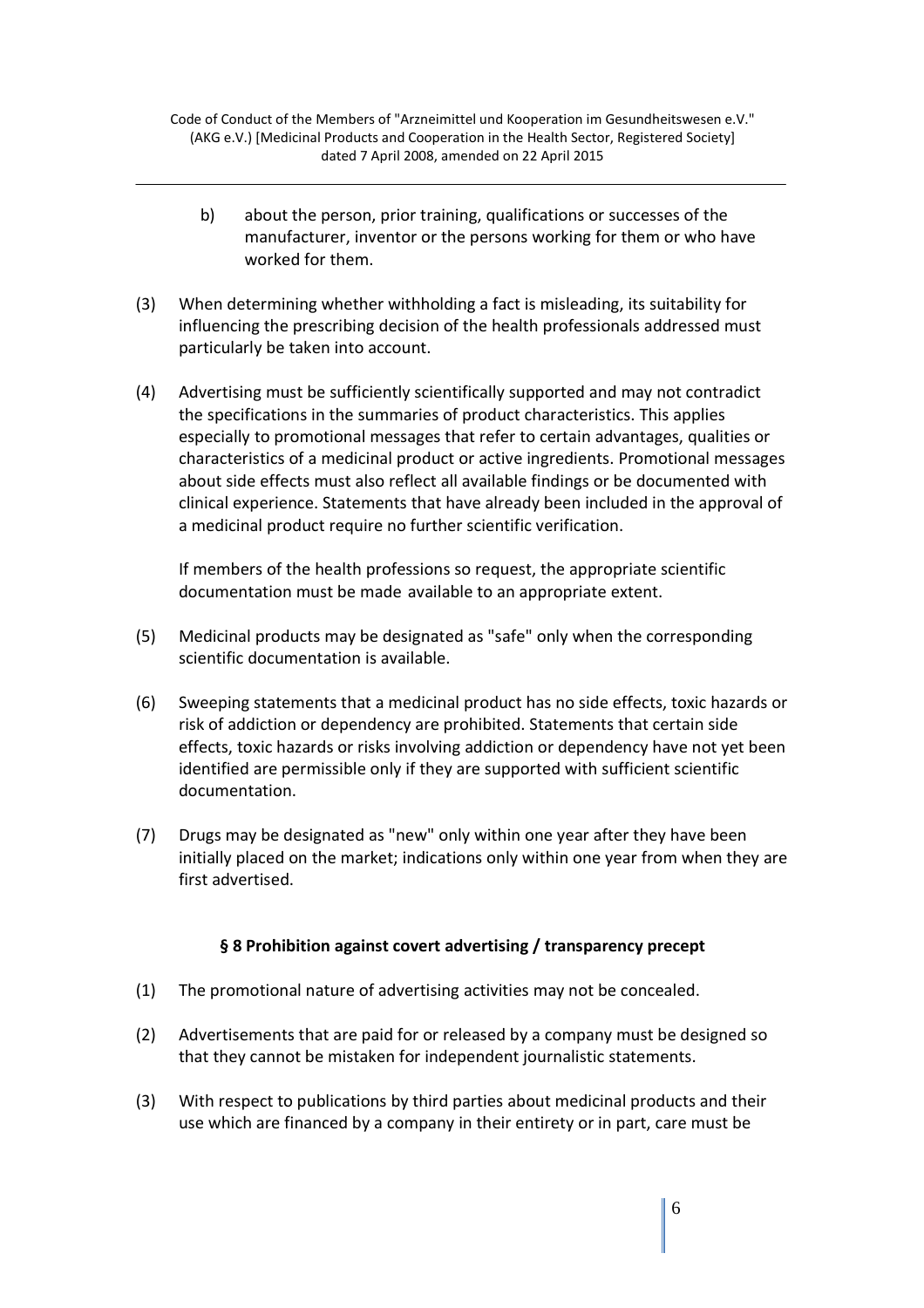b) about the person, prior training, qualifications or successes of the manufacturer, inventor or the persons working for them or who have worked for them.

(3) When determining whether withholding a fact is misleading, its suitability for influencing the prescribing decision of the health professionals addressed must particularly be taken into account.

(4) Advertising must be sufficiently scientifically supported and may not contradict the specifications in the summaries of product characteristics. This applies especially to promotional messages that refer to certain advantages, qualities or characteristics of a medicinal product or active ingredients. Promotional messages about side effects must also reflect all available findings or be documented with clinical experience. Statements that have already been included in the approval of a medicinal product require no further scientific verification.

If members of the health professions so request, the appropriate scientific documentation must be made available to an appropriate extent.

(5) Medicinal products may be designated as "safe" only when the corresponding scientific documentation is available.

(6) Sweeping statements that a medicinal product has no side effects, toxic hazards or risk of addiction or dependency are prohibited. Statements that certain side effects, toxic hazards or risks involving addiction or dependency have not yet been identified are permissible only if they are supported with sufficient scientific documentation.

(7) Drugs may be designated as "new" only within one year after they have been initially placed on the market; indications only within one year from when they are first advertised.

### § 8 Prohibition against covert advertising / transparency precept

(1) The promotional nature of advertising activities may not be concealed.

(2) Advertisements that are paid for or released by a company must be designed so that they cannot be mistaken for independent journalistic statements.

(3) With respect to publications by third parties about medicinal products and their use which are financed by a company in their entirety or in part, care must be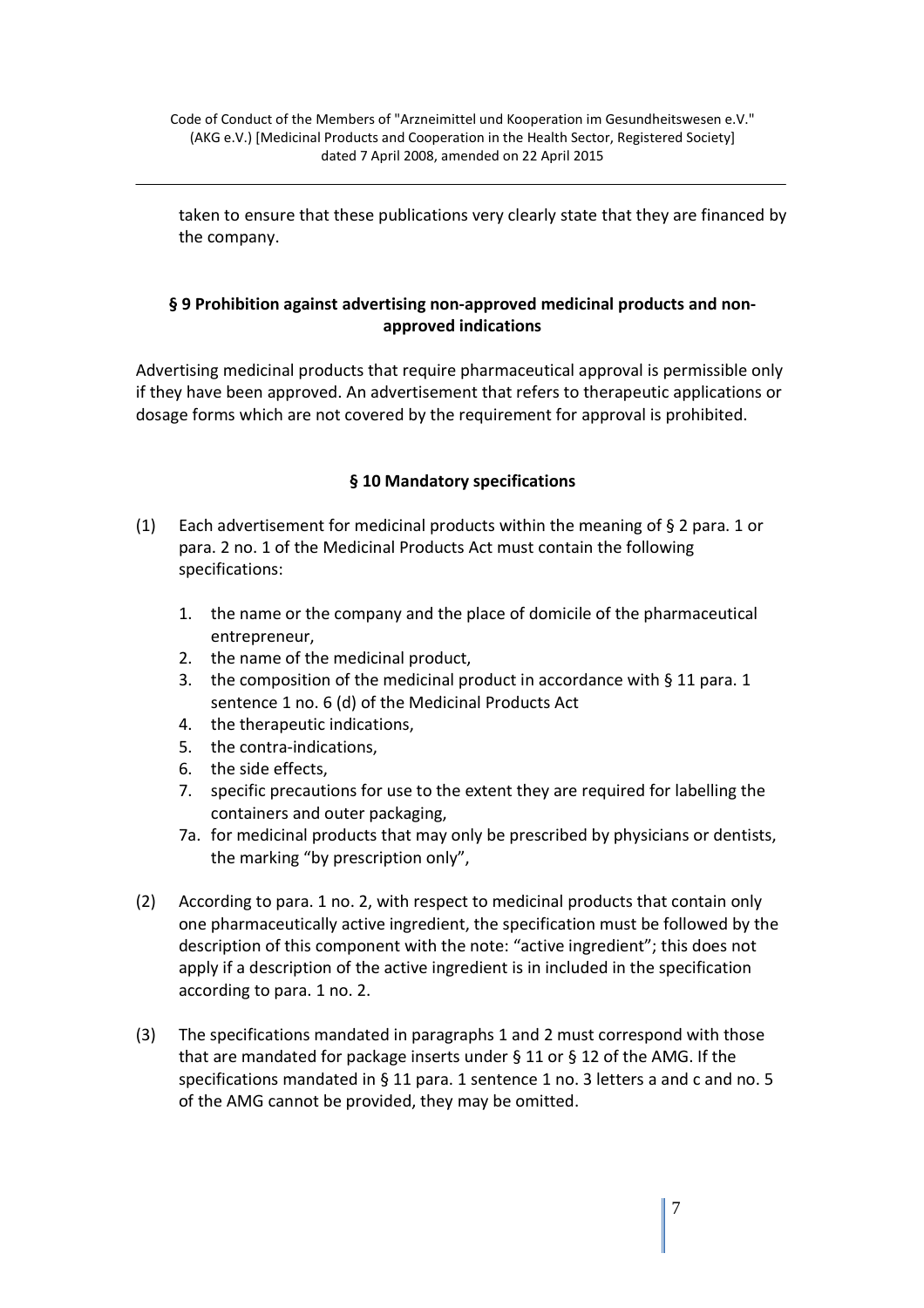taken to ensure that these publications very clearly state that they are financed by the company.

## § 9 Prohibition against advertising non-approved medicinal products and non-approved indications

Advertising medicinal products that require pharmaceutical approval is permissible only if they have been approved. An advertisement that refers to therapeutic applications or dosage forms which are not covered by the requirement for approval is prohibited.

## § 10 Mandatory specifications

(1) Each advertisement for medicinal products within the meaning of § 2 para. 1 or para. 2 no. 1 of the Medicinal Products Act must contain the following specifications:

1. the name or the company and the place of domicile of the pharmaceutical entrepreneur,
2. the name of the medicinal product,
3. the composition of the medicinal product in accordance with § 11 para. 1 sentence 1 no. 6 (d) of the Medicinal Products Act
4. the therapeutic indications,
5. the contra-indications,
6. the side effects,
7. specific precautions for use to the extent they are required for labelling the containers and outer packaging,

7a. for medicinal products that may only be prescribed by physicians or dentists, the marking “by prescription only”,

(2) According to para. 1 no. 2, with respect to medicinal products that contain only one pharmaceutically active ingredient, the specification must be followed by the description of this component with the note: “active ingredient”; this does not apply if a description of the active ingredient is in included in the specification according to para. 1 no. 2.

(3) The specifications mandated in paragraphs 1 and 2 must correspond with those that are mandated for package inserts under § 11 or § 12 of the AMG. If the specifications mandated in § 11 para. 1 sentence 1 no. 3 letters a and c and no. 5 of the AMG cannot be provided, they may be omitted.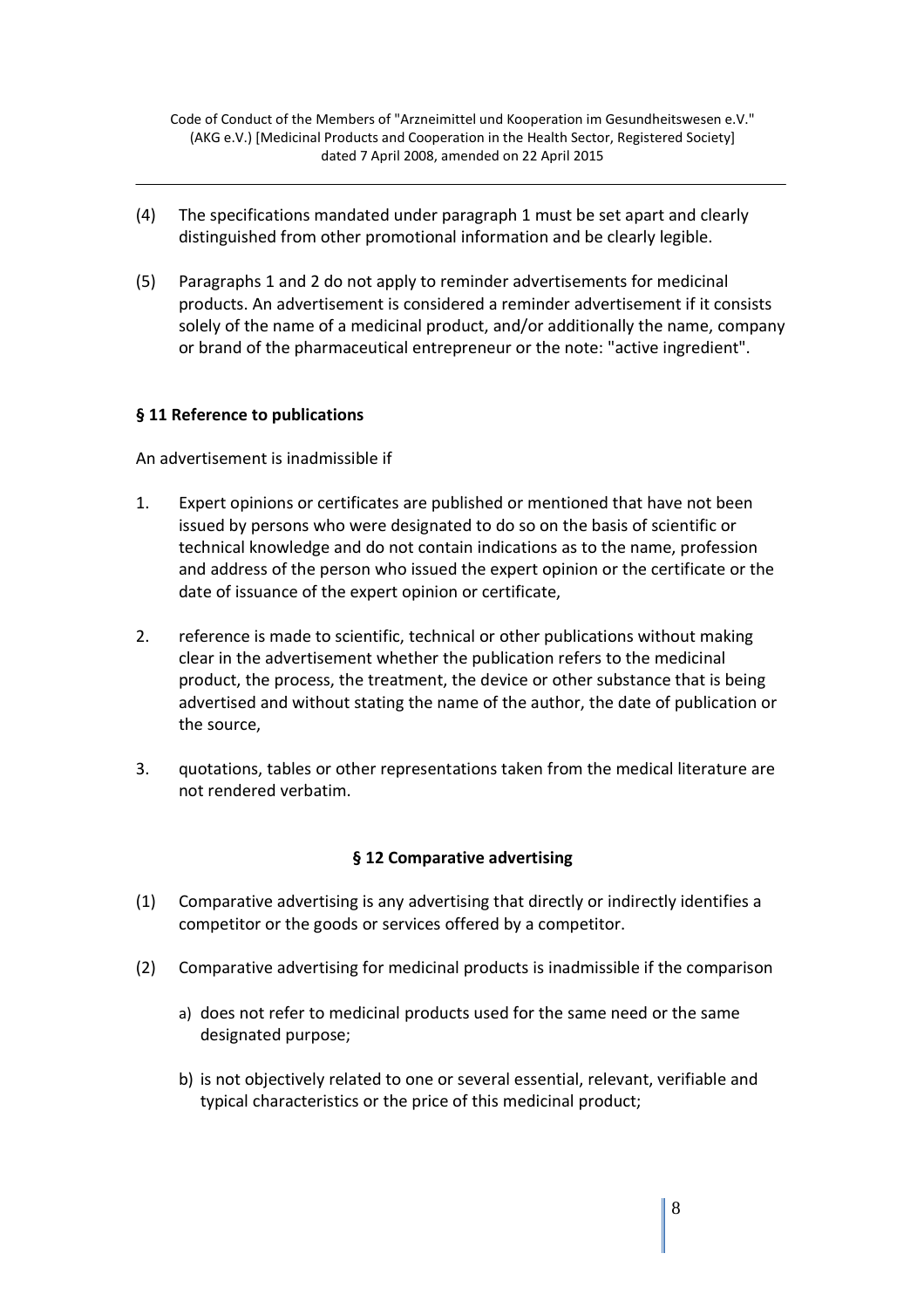(4) The specifications mandated under paragraph 1 must be set apart and clearly distinguished from other promotional information and be clearly legible.

(5) Paragraphs 1 and 2 do not apply to reminder advertisements for medicinal products. An advertisement is considered a reminder advertisement if it consists solely of the name of a medicinal product, and/or additionally the name, company or brand of the pharmaceutical entrepreneur or the note: "active ingredient".

## § 11 Reference to publications

An advertisement is inadmissible if

1. Expert opinions or certificates are published or mentioned that have not been issued by persons who were designated to do so on the basis of scientific or technical knowledge and do not contain indications as to the name, profession and address of the person who issued the expert opinion or the certificate or the date of issuance of the expert opinion or certificate,

2. reference is made to scientific, technical or other publications without making clear in the advertisement whether the publication refers to the medicinal product, the process, the treatment, the device or other substance that is being advertised and without stating the name of the author, the date of publication or the source,

3. quotations, tables or other representations taken from the medical literature are not rendered verbatim.

## § 12 Comparative advertising

(1) Comparative advertising is any advertising that directly or indirectly identifies a competitor or the goods or services offered by a competitor.

(2) Comparative advertising for medicinal products is inadmissible if the comparison

a) does not refer to medicinal products used for the same need or the same designated purpose;

b) is not objectively related to one or several essential, relevant, verifiable and typical characteristics or the price of this medicinal product;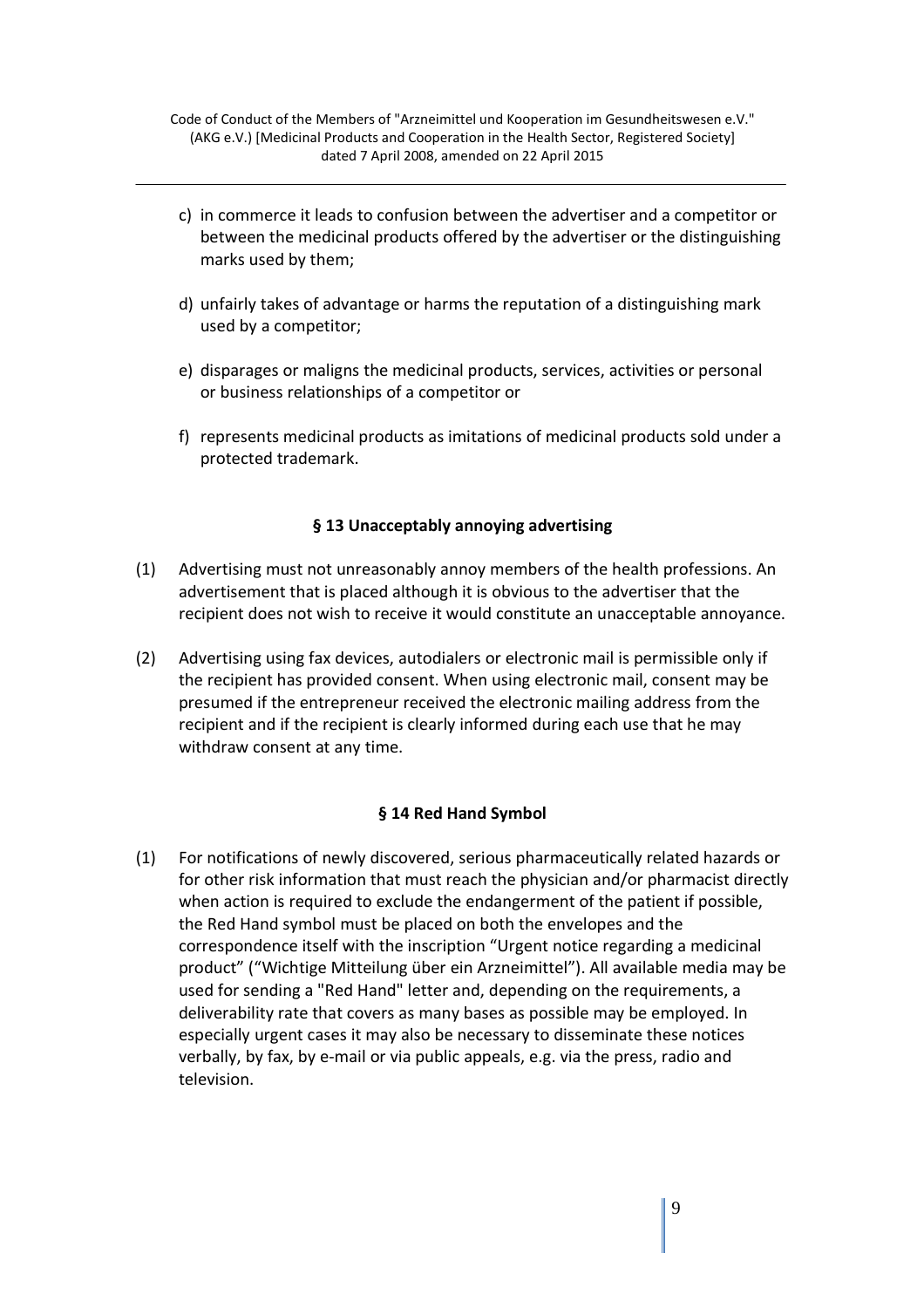c) in commerce it leads to confusion between the advertiser and a competitor or between the medicinal products offered by the advertiser or the distinguishing marks used by them;

d) unfairly takes of advantage or harms the reputation of a distinguishing mark used by a competitor;

e) disparages or maligns the medicinal products, services, activities or personal or business relationships of a competitor or

f) represents medicinal products as imitations of medicinal products sold under a protected trademark.

### § 13 Unacceptably annoying advertising

(1) Advertising must not unreasonably annoy members of the health professions. An advertisement that is placed although it is obvious to the advertiser that the recipient does not wish to receive it would constitute an unacceptable annoyance.

(2) Advertising using fax devices, autodialers or electronic mail is permissible only if the recipient has provided consent. When using electronic mail, consent may be presumed if the entrepreneur received the electronic mailing address from the recipient and if the recipient is clearly informed during each use that he may withdraw consent at any time.

### § 14 Red Hand Symbol

(1) For notifications of newly discovered, serious pharmaceutically related hazards or for other risk information that must reach the physician and/or pharmacist directly when action is required to exclude the endangerment of the patient if possible, the Red Hand symbol must be placed on both the envelopes and the correspondence itself with the inscription "Urgent notice regarding a medicinal product" ("Wichtige Mitteilung über ein Arzneimittel"). All available media may be used for sending a "Red Hand" letter and, depending on the requirements, a deliverability rate that covers as many bases as possible may be employed. In especially urgent cases it may also be necessary to disseminate these notices verbally, by fax, by e-mail or via public appeals, e.g. via the press, radio and television.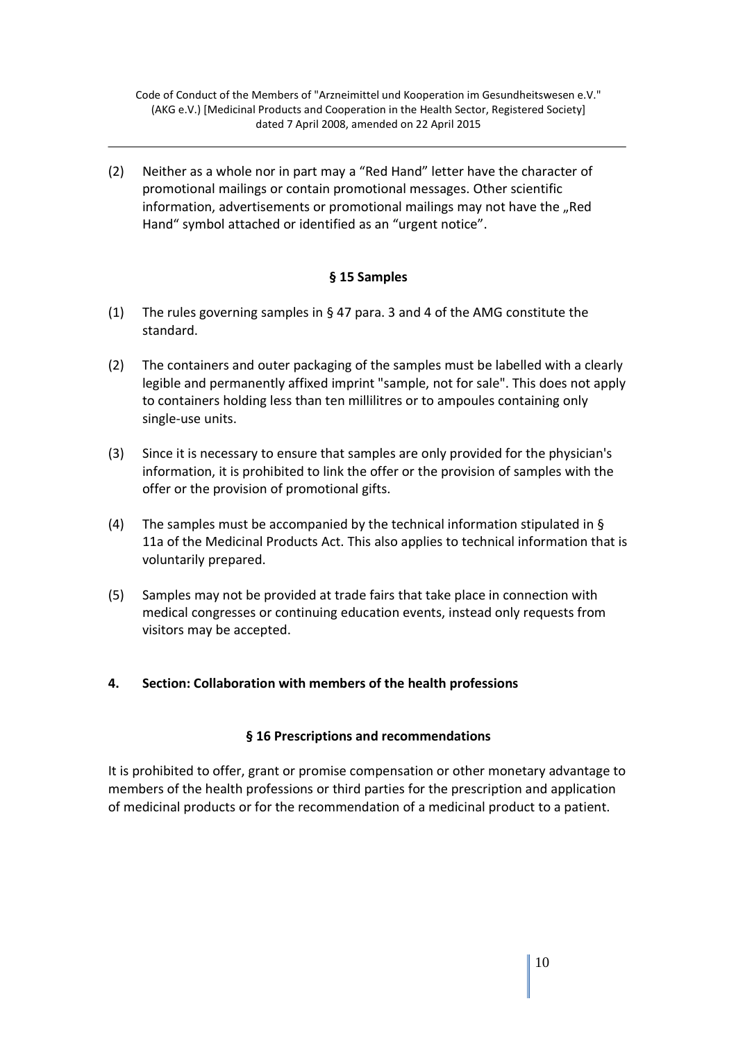(2) Neither as a whole nor in part may a “Red Hand” letter have the character of promotional mailings or contain promotional messages. Other scientific information, advertisements or promotional mailings may not have the „Red Hand“ symbol attached or identified as an “urgent notice”.

### § 15 Samples

(1) The rules governing samples in § 47 para. 3 and 4 of the AMG constitute the standard.

(2) The containers and outer packaging of the samples must be labelled with a clearly legible and permanently affixed imprint "sample, not for sale". This does not apply to containers holding less than ten millilitres or to ampoules containing only single-use units.

(3) Since it is necessary to ensure that samples are only provided for the physician's information, it is prohibited to link the offer or the provision of samples with the offer or the provision of promotional gifts.

(4) The samples must be accompanied by the technical information stipulated in § 11a of the Medicinal Products Act. This also applies to technical information that is voluntarily prepared.

(5) Samples may not be provided at trade fairs that take place in connection with medical congresses or continuing education events, instead only requests from visitors may be accepted.

## 4. Section: Collaboration with members of the health professions

### § 16 Prescriptions and recommendations

It is prohibited to offer, grant or promise compensation or other monetary advantage to members of the health professions or third parties for the prescription and application of medicinal products or for the recommendation of a medicinal product to a patient.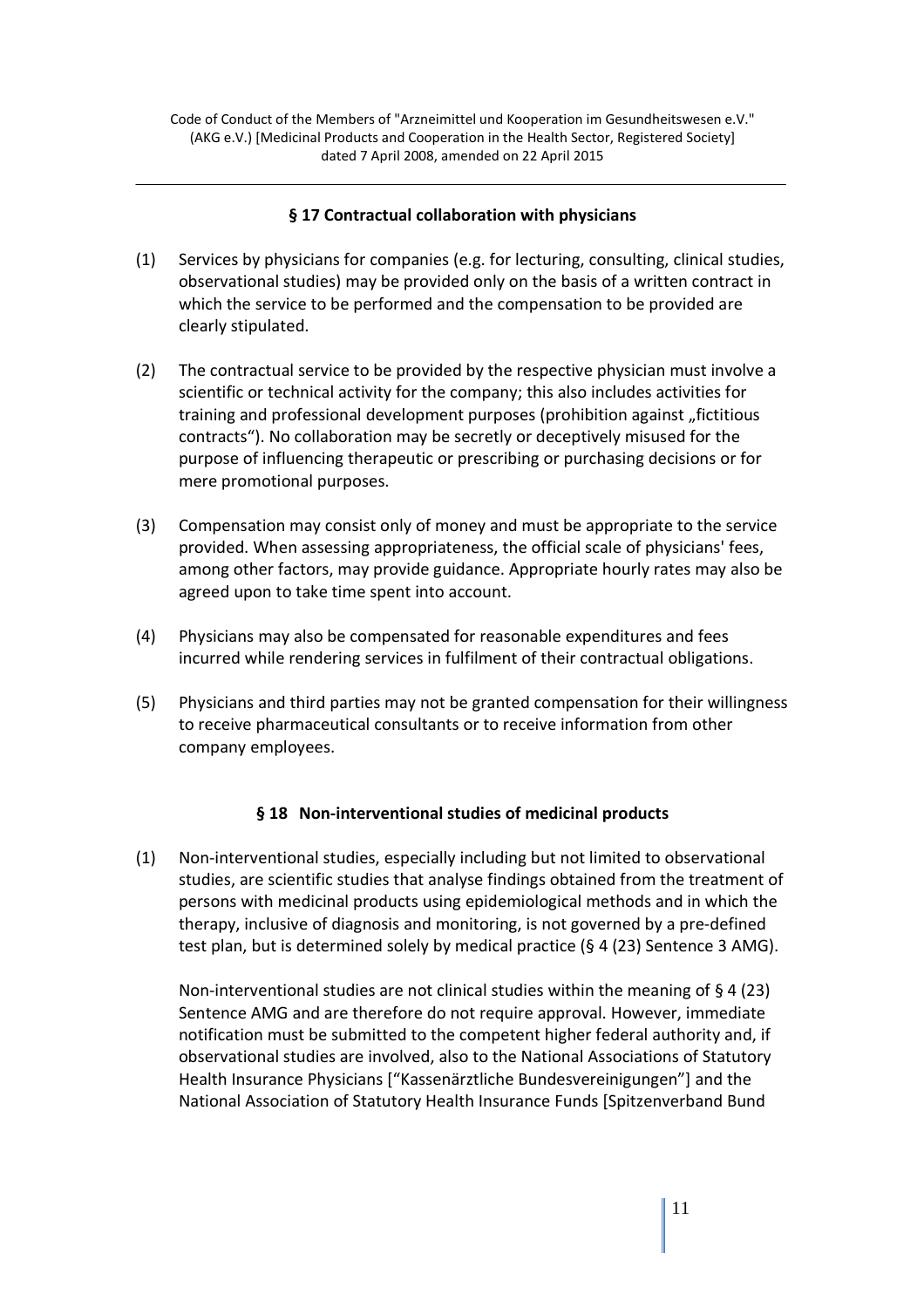## § 17 Contractual collaboration with physicians

(1) Services by physicians for companies (e.g. for lecturing, consulting, clinical studies, observational studies) may be provided only on the basis of a written contract in which the service to be performed and the compensation to be provided are clearly stipulated.

(2) The contractual service to be provided by the respective physician must involve a scientific or technical activity for the company; this also includes activities for training and professional development purposes (prohibition against „fictitious contracts"). No collaboration may be secretly or deceptively misused for the purpose of influencing therapeutic or prescribing or purchasing decisions or for mere promotional purposes.

(3) Compensation may consist only of money and must be appropriate to the service provided. When assessing appropriateness, the official scale of physicians' fees, among other factors, may provide guidance. Appropriate hourly rates may also be agreed upon to take time spent into account.

(4) Physicians may also be compensated for reasonable expenditures and fees incurred while rendering services in fulfilment of their contractual obligations.

(5) Physicians and third parties may not be granted compensation for their willingness to receive pharmaceutical consultants or to receive information from other company employees.

## § 18 Non-interventional studies of medicinal products

(1) Non-interventional studies, especially including but not limited to observational studies, are scientific studies that analyse findings obtained from the treatment of persons with medicinal products using epidemiological methods and in which the therapy, inclusive of diagnosis and monitoring, is not governed by a pre-defined test plan, but is determined solely by medical practice (§ 4 (23) Sentence 3 AMG).

Non-interventional studies are not clinical studies within the meaning of § 4 (23) Sentence AMG and are therefore do not require approval. However, immediate notification must be submitted to the competent higher federal authority and, if observational studies are involved, also to the National Associations of Statutory Health Insurance Physicians ["Kassenärztliche Bundesvereinigungen"] and the National Association of Statutory Health Insurance Funds [Spitzenverband Bund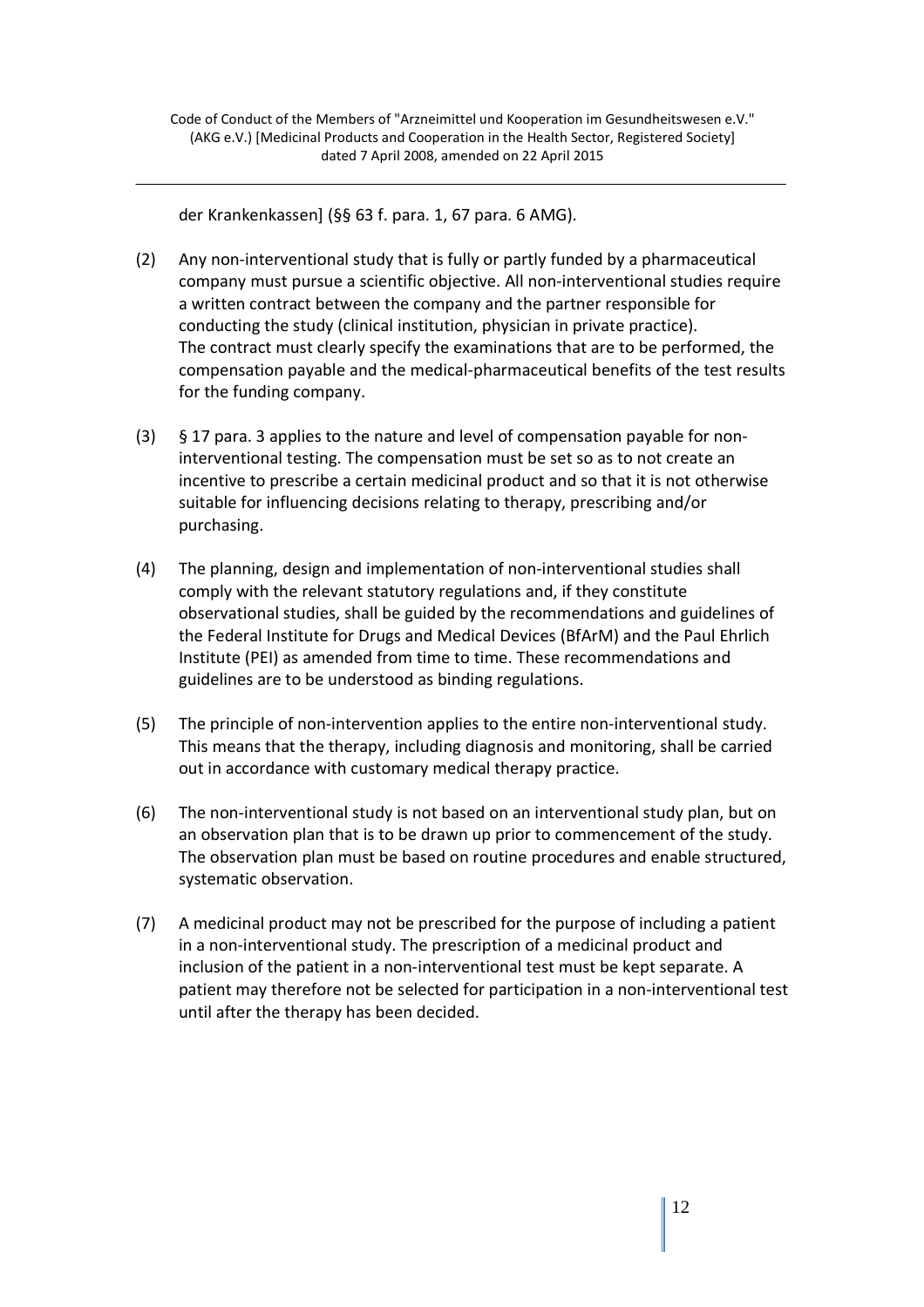der Krankenkassen] (§§ 63 f. para. 1, 67 para. 6 AMG).

(2) Any non-interventional study that is fully or partly funded by a pharmaceutical company must pursue a scientific objective. All non-interventional studies require a written contract between the company and the partner responsible for conducting the study (clinical institution, physician in private practice). The contract must clearly specify the examinations that are to be performed, the compensation payable and the medical-pharmaceutical benefits of the test results for the funding company.

(3) § 17 para. 3 applies to the nature and level of compensation payable for non-interventional testing. The compensation must be set so as to not create an incentive to prescribe a certain medicinal product and so that it is not otherwise suitable for influencing decisions relating to therapy, prescribing and/or purchasing.

(4) The planning, design and implementation of non-interventional studies shall comply with the relevant statutory regulations and, if they constitute observational studies, shall be guided by the recommendations and guidelines of the Federal Institute for Drugs and Medical Devices (BfArM) and the Paul Ehrlich Institute (PEI) as amended from time to time. These recommendations and guidelines are to be understood as binding regulations.

(5) The principle of non-intervention applies to the entire non-interventional study. This means that the therapy, including diagnosis and monitoring, shall be carried out in accordance with customary medical therapy practice.

(6) The non-interventional study is not based on an interventional study plan, but on an observation plan that is to be drawn up prior to commencement of the study. The observation plan must be based on routine procedures and enable structured, systematic observation.

(7) A medicinal product may not be prescribed for the purpose of including a patient in a non-interventional study. The prescription of a medicinal product and inclusion of the patient in a non-interventional test must be kept separate. A patient may therefore not be selected for participation in a non-interventional test until after the therapy has been decided.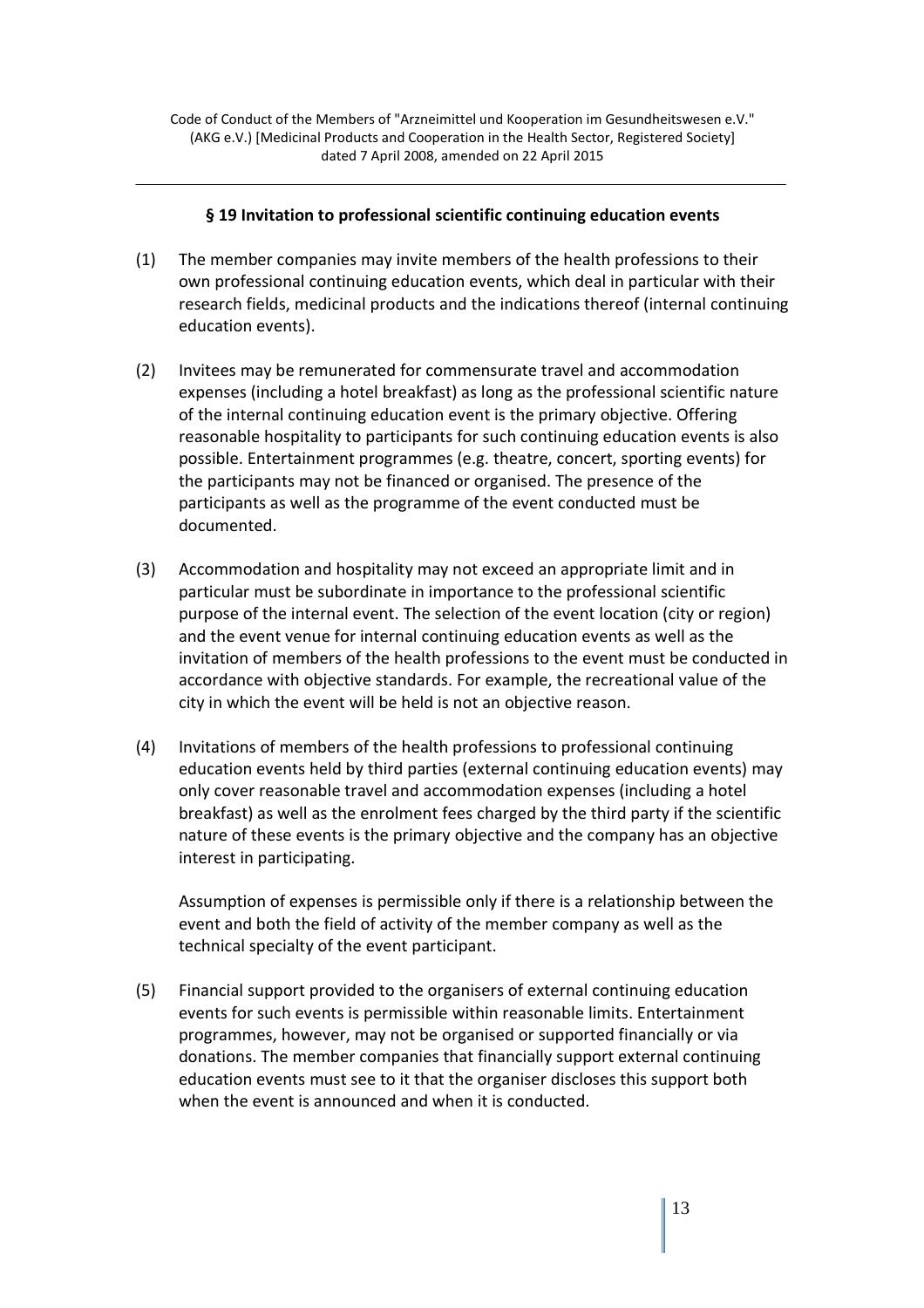### § 19 Invitation to professional scientific continuing education events

(1) The member companies may invite members of the health professions to their own professional continuing education events, which deal in particular with their research fields, medicinal products and the indications thereof (internal continuing education events).

(2) Invitees may be remunerated for commensurate travel and accommodation expenses (including a hotel breakfast) as long as the professional scientific nature of the internal continuing education event is the primary objective. Offering reasonable hospitality to participants for such continuing education events is also possible. Entertainment programmes (e.g. theatre, concert, sporting events) for the participants may not be financed or organised. The presence of the participants as well as the programme of the event conducted must be documented.

(3) Accommodation and hospitality may not exceed an appropriate limit and in particular must be subordinate in importance to the professional scientific purpose of the internal event. The selection of the event location (city or region) and the event venue for internal continuing education events as well as the invitation of members of the health professions to the event must be conducted in accordance with objective standards. For example, the recreational value of the city in which the event will be held is not an objective reason.

(4) Invitations of members of the health professions to professional continuing education events held by third parties (external continuing education events) may only cover reasonable travel and accommodation expenses (including a hotel breakfast) as well as the enrolment fees charged by the third party if the scientific nature of these events is the primary objective and the company has an objective interest in participating.

    Assumption of expenses is permissible only if there is a relationship between the event and both the field of activity of the member company as well as the technical specialty of the event participant.

(5) Financial support provided to the organisers of external continuing education events for such events is permissible within reasonable limits. Entertainment programmes, however, may not be organised or supported financially or via donations. The member companies that financially support external continuing education events must see to it that the organiser discloses this support both when the event is announced and when it is conducted.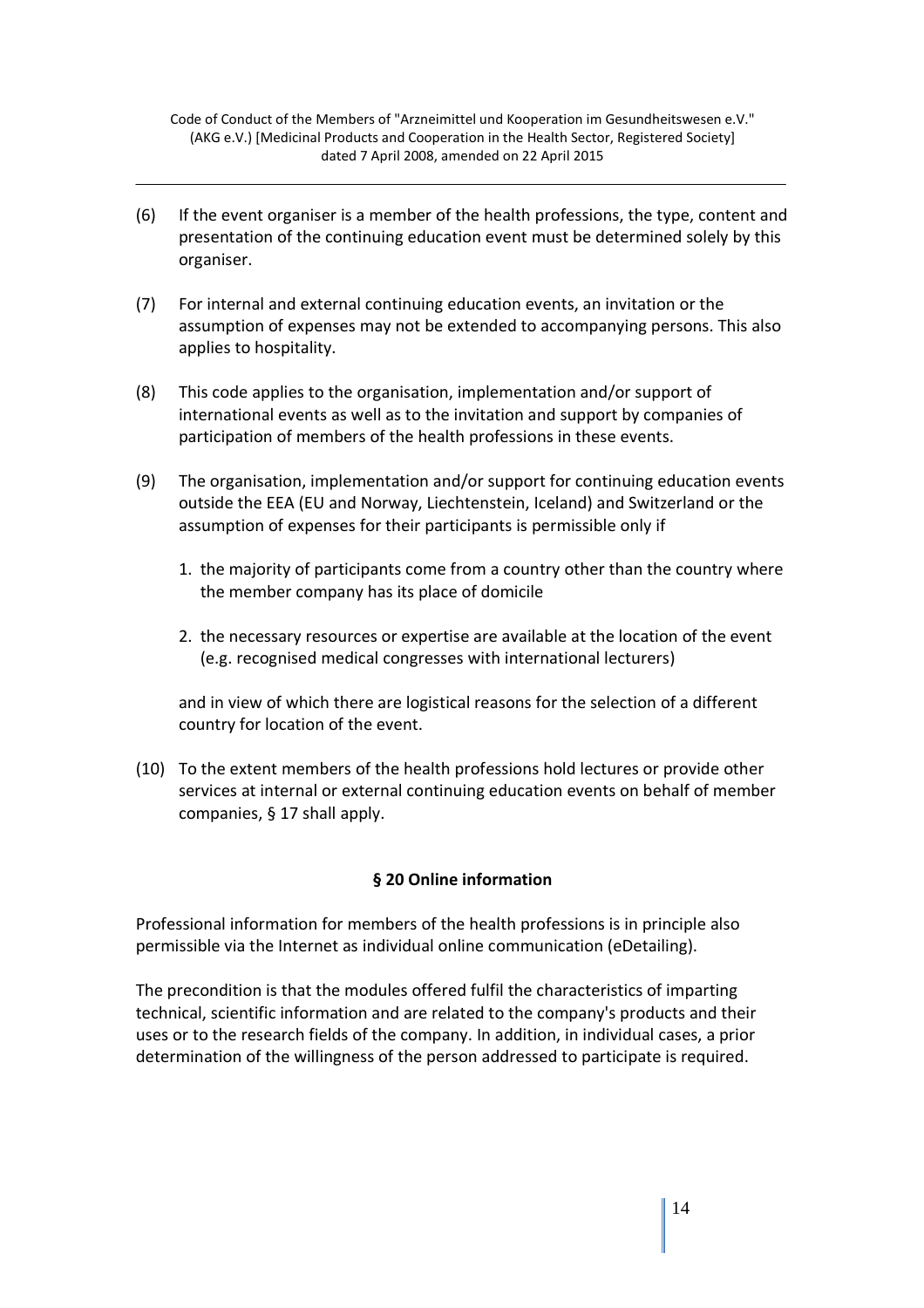(6) If the event organiser is a member of the health professions, the type, content and presentation of the continuing education event must be determined solely by this organiser.

(7) For internal and external continuing education events, an invitation or the assumption of expenses may not be extended to accompanying persons. This also applies to hospitality.

(8) This code applies to the organisation, implementation and/or support of international events as well as to the invitation and support by companies of participation of members of the health professions in these events.

(9) The organisation, implementation and/or support for continuing education events outside the EEA (EU and Norway, Liechtenstein, Iceland) and Switzerland or the assumption of expenses for their participants is permissible only if

   1. the majority of participants come from a country other than the country where the member company has its place of domicile

   2. the necessary resources or expertise are available at the location of the event (e.g. recognised medical congresses with international lecturers)

   and in view of which there are logistical reasons for the selection of a different country for location of the event.

(10) To the extent members of the health professions hold lectures or provide other services at internal or external continuing education events on behalf of member companies, § 17 shall apply.

### § 20 Online information

Professional information for members of the health professions is in principle also permissible via the Internet as individual online communication (eDetailing).

The precondition is that the modules offered fulfil the characteristics of imparting technical, scientific information and are related to the company's products and their uses or to the research fields of the company. In addition, in individual cases, a prior determination of the willingness of the person addressed to participate is required.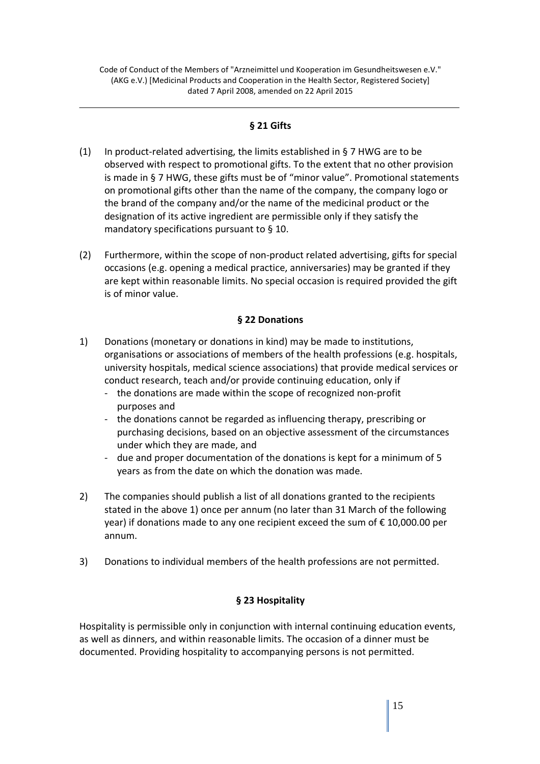## § 21 Gifts

(1) In product-related advertising, the limits established in § 7 HWG are to be observed with respect to promotional gifts. To the extent that no other provision is made in § 7 HWG, these gifts must be of "minor value". Promotional statements on promotional gifts other than the name of the company, the company logo or the brand of the company and/or the name of the medicinal product or the designation of its active ingredient are permissible only if they satisfy the mandatory specifications pursuant to § 10.

(2) Furthermore, within the scope of non-product related advertising, gifts for special occasions (e.g. opening a medical practice, anniversaries) may be granted if they are kept within reasonable limits. No special occasion is required provided the gift is of minor value.

## § 22 Donations

1) Donations (monetary or donations in kind) may be made to institutions, organisations or associations of members of the health professions (e.g. hospitals, university hospitals, medical science associations) that provide medical services or conduct research, teach and/or provide continuing education, only if
   - the donations are made within the scope of recognized non-profit purposes and
   - the donations cannot be regarded as influencing therapy, prescribing or purchasing decisions, based on an objective assessment of the circumstances under which they are made, and
   - due and proper documentation of the donations is kept for a minimum of 5 years as from the date on which the donation was made.

2) The companies should publish a list of all donations granted to the recipients stated in the above 1) once per annum (no later than 31 March of the following year) if donations made to any one recipient exceed the sum of € 10,000.00 per annum.

3) Donations to individual members of the health professions are not permitted.

## § 23 Hospitality

Hospitality is permissible only in conjunction with internal continuing education events, as well as dinners, and within reasonable limits. The occasion of a dinner must be documented. Providing hospitality to accompanying persons is not permitted.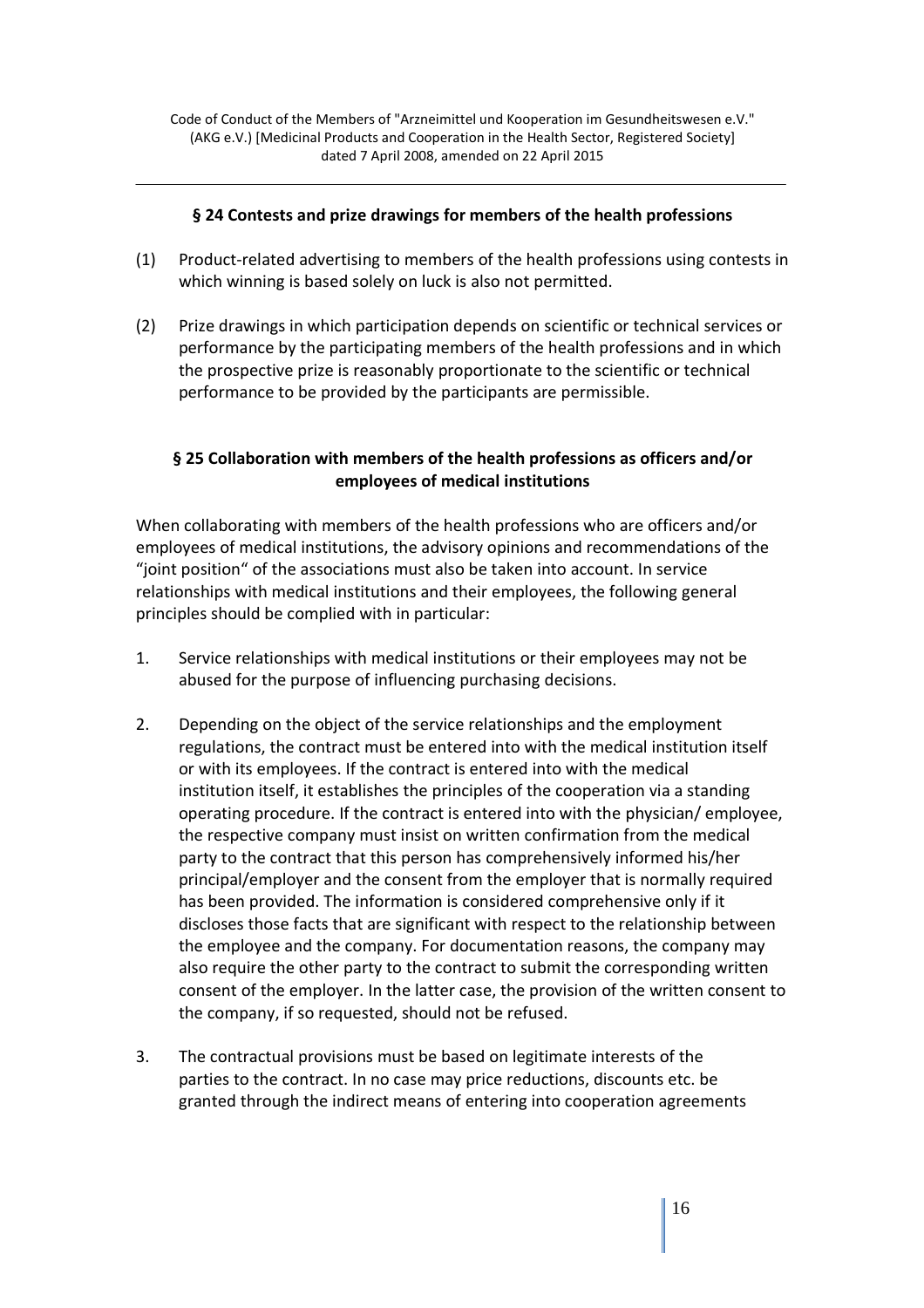## § 24 Contests and prize drawings for members of the health professions

(1) Product-related advertising to members of the health professions using contests in which winning is based solely on luck is also not permitted.

(2) Prize drawings in which participation depends on scientific or technical services or performance by the participating members of the health professions and in which the prospective prize is reasonably proportionate to the scientific or technical performance to be provided by the participants are permissible.

## § 25 Collaboration with members of the health professions as officers and/or employees of medical institutions

When collaborating with members of the health professions who are officers and/or employees of medical institutions, the advisory opinions and recommendations of the "joint position" of the associations must also be taken into account. In service relationships with medical institutions and their employees, the following general principles should be complied with in particular:

1. Service relationships with medical institutions or their employees may not be abused for the purpose of influencing purchasing decisions.

2. Depending on the object of the service relationships and the employment regulations, the contract must be entered into with the medical institution itself or with its employees. If the contract is entered into with the medical institution itself, it establishes the principles of the cooperation via a standing operating procedure. If the contract is entered into with the physician/ employee, the respective company must insist on written confirmation from the medical party to the contract that this person has comprehensively informed his/her principal/employer and the consent from the employer that is normally required has been provided. The information is considered comprehensive only if it discloses those facts that are significant with respect to the relationship between the employee and the company. For documentation reasons, the company may also require the other party to the contract to submit the corresponding written consent of the employer. In the latter case, the provision of the written consent to the company, if so requested, should not be refused.

3. The contractual provisions must be based on legitimate interests of the parties to the contract. In no case may price reductions, discounts etc. be granted through the indirect means of entering into cooperation agreements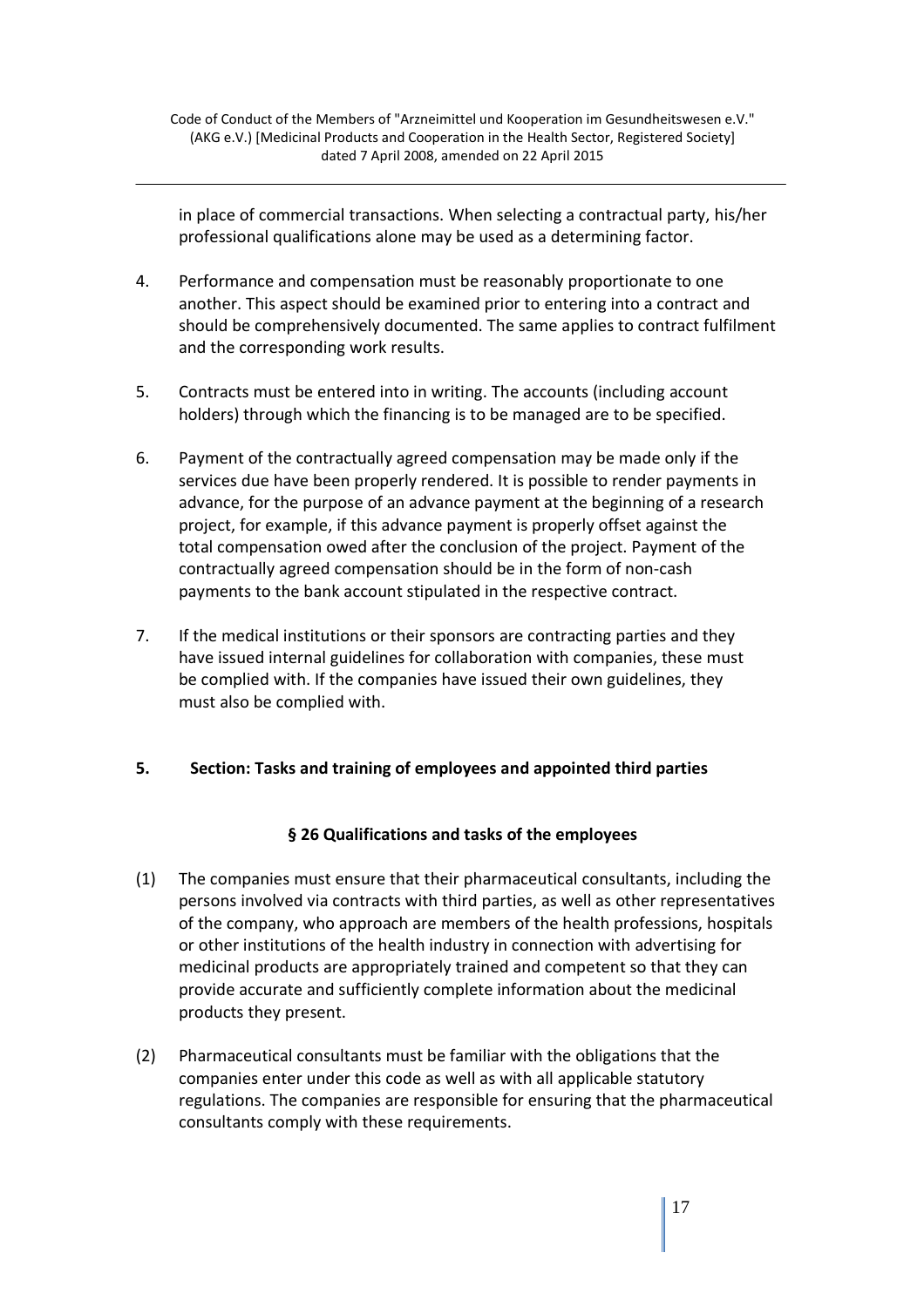in place of commercial transactions. When selecting a contractual party, his/her professional qualifications alone may be used as a determining factor.

4. Performance and compensation must be reasonably proportionate to one another. This aspect should be examined prior to entering into a contract and should be comprehensively documented. The same applies to contract fulfilment and the corresponding work results.

5. Contracts must be entered into in writing. The accounts (including account holders) through which the financing is to be managed are to be specified.

6. Payment of the contractually agreed compensation may be made only if the services due have been properly rendered. It is possible to render payments in advance, for the purpose of an advance payment at the beginning of a research project, for example, if this advance payment is properly offset against the total compensation owed after the conclusion of the project. Payment of the contractually agreed compensation should be in the form of non-cash payments to the bank account stipulated in the respective contract.

7. If the medical institutions or their sponsors are contracting parties and they have issued internal guidelines for collaboration with companies, these must be complied with. If the companies have issued their own guidelines, they must also be complied with.

## 5. Section: Tasks and training of employees and appointed third parties

### § 26 Qualifications and tasks of the employees

(1) The companies must ensure that their pharmaceutical consultants, including the persons involved via contracts with third parties, as well as other representatives of the company, who approach are members of the health professions, hospitals or other institutions of the health industry in connection with advertising for medicinal products are appropriately trained and competent so that they can provide accurate and sufficiently complete information about the medicinal products they present.

(2) Pharmaceutical consultants must be familiar with the obligations that the companies enter under this code as well as with all applicable statutory regulations. The companies are responsible for ensuring that the pharmaceutical consultants comply with these requirements.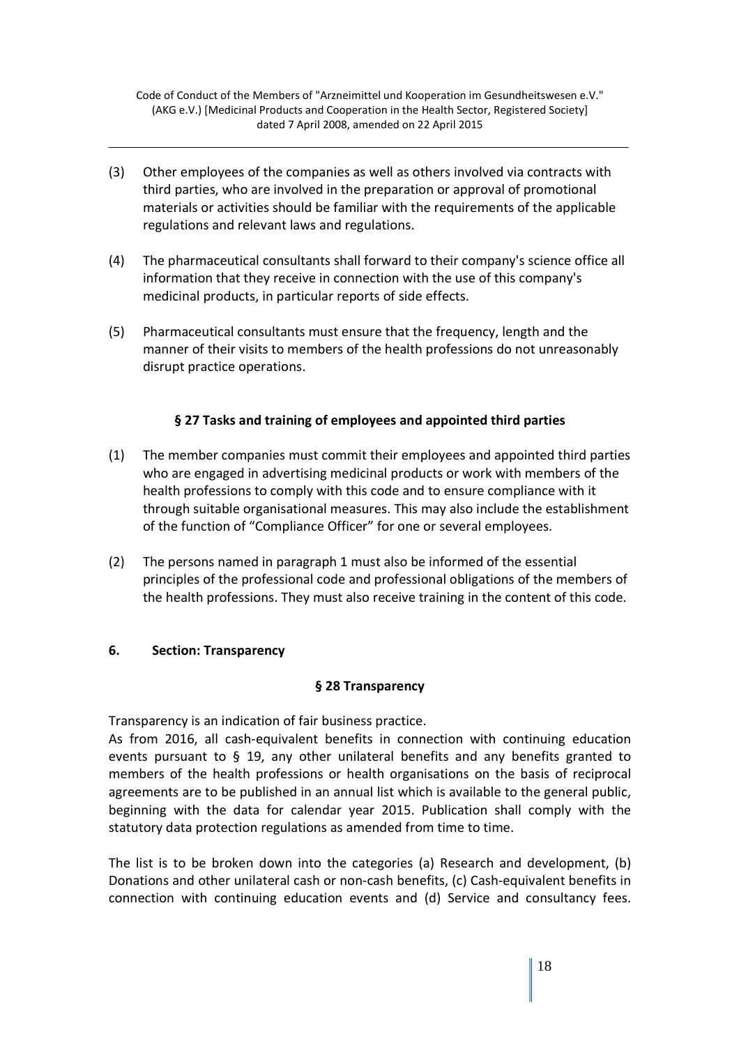(3) Other employees of the companies as well as others involved via contracts with third parties, who are involved in the preparation or approval of promotional materials or activities should be familiar with the requirements of the applicable regulations and relevant laws and regulations.

(4) The pharmaceutical consultants shall forward to their company's science office all information that they receive in connection with the use of this company's medicinal products, in particular reports of side effects.

(5) Pharmaceutical consultants must ensure that the frequency, length and the manner of their visits to members of the health professions do not unreasonably disrupt practice operations.

### § 27 Tasks and training of employees and appointed third parties

(1) The member companies must commit their employees and appointed third parties who are engaged in advertising medicinal products or work with members of the health professions to comply with this code and to ensure compliance with it through suitable organisational measures. This may also include the establishment of the function of "Compliance Officer" for one or several employees.

(2) The persons named in paragraph 1 must also be informed of the essential principles of the professional code and professional obligations of the members of the health professions. They must also receive training in the content of this code.

## 6. Section: Transparency

### § 28 Transparency

Transparency is an indication of fair business practice.
As from 2016, all cash-equivalent benefits in connection with continuing education events pursuant to § 19, any other unilateral benefits and any benefits granted to members of the health professions or health organisations on the basis of reciprocal agreements are to be published in an annual list which is available to the general public, beginning with the data for calendar year 2015. Publication shall comply with the statutory data protection regulations as amended from time to time.

The list is to be broken down into the categories (a) Research and development, (b) Donations and other unilateral cash or non-cash benefits, (c) Cash-equivalent benefits in connection with continuing education events and (d) Service and consultancy fees.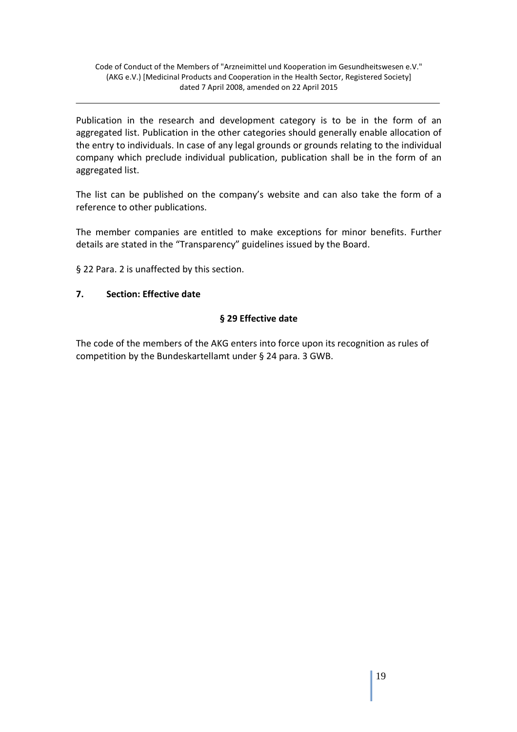Publication in the research and development category is to be in the form of an aggregated list. Publication in the other categories should generally enable allocation of the entry to individuals. In case of any legal grounds or grounds relating to the individual company which preclude individual publication, publication shall be in the form of an aggregated list.

The list can be published on the company's website and can also take the form of a reference to other publications.

The member companies are entitled to make exceptions for minor benefits. Further details are stated in the "Transparency" guidelines issued by the Board.

§ 22 Para. 2 is unaffected by this section.

## 7. Section: Effective date

### § 29 Effective date

The code of the members of the AKG enters into force upon its recognition as rules of competition by the Bundeskartellamt under § 24 para. 3 GWB.